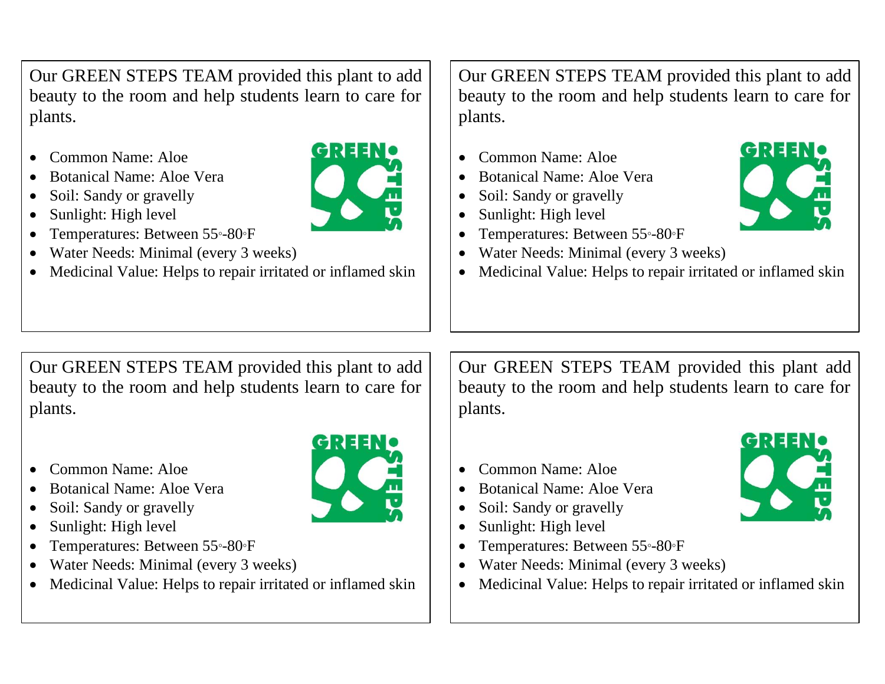Our GREEN STEPS TEAM provided this plant to add beauty to the room and help students learn to care for plants.

- Common Name: Aloe
- Botanical Name: Aloe Vera
- Soil: Sandy or gravelly
- Sunlight: High level
- Temperatures: Between 55◦-80◦F
- Water Needs: Minimal (every 3 weeks)
- Medicinal Value: Helps to repair irritated or inflamed skin

Our GREEN STEPS TEAM provided this plant to add beauty to the room and help students learn to care for plants.

- Common Name: Aloe
- Botanical Name: Aloe Vera
- Soil: Sandy or gravelly
- Sunlight: High level
- Temperatures: Between 55◦-80◦F
- Water Needs: Minimal (every 3 weeks)
- Medicinal Value: Helps to repair irritated or inflamed skin

Our GREEN STEPS TEAM provided this plant to add beauty to the room and help students learn to care for plants.

- Common Name: Aloe
- Botanical Name: Aloe Vera
- Soil: Sandy or gravelly
- Sunlight: High level
- Temperatures: Between 55◦-80◦F
- Water Needs: Minimal (every 3 weeks)
- Medicinal Value: Helps to repair irritated or inflamed skin

Our GREEN STEPS TEAM provided this plant add beauty to the room and help students learn to care for plants.

- Common Name: Aloe
- Botanical Name: Aloe Vera
- Soil: Sandy or gravelly
- Sunlight: High level
- Temperatures: Between 55◦-80◦F
- Water Needs: Minimal (every 3 weeks)
- Medicinal Value: Helps to repair irritated or inflamed skin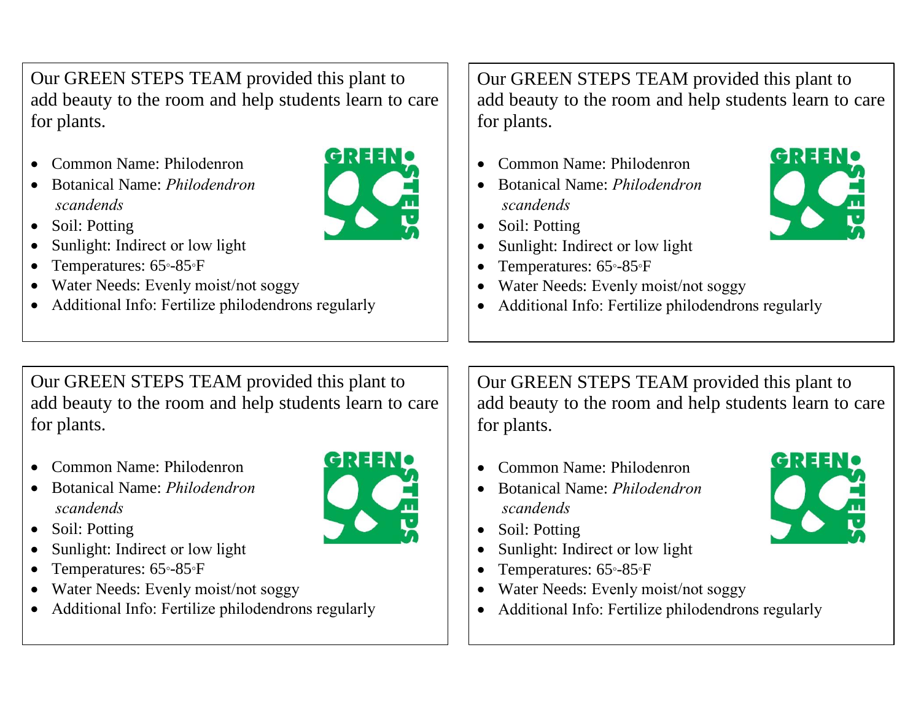Our GREEN STEPS TEAM provided this plant to add beauty to the room and help students learn to care for plants.

- Common Name: Philodenron
- Botanical Name: *Philodendron scandends*
- Soil: Potting
- Sunlight: Indirect or low light
- Temperatures: 65◦-85◦F
- Water Needs: Evenly moist/not soggy
- Additional Info: Fertilize philodendrons regularly

Our GREEN STEPS TEAM provided this plant to add beauty to the room and help students learn to care for plants.

- Common Name: Philodenron
- Botanical Name: *Philodendron scandends*
- Soil: Potting
- Sunlight: Indirect or low light
- Temperatures: 65◦-85◦F
- Water Needs: Evenly moist/not soggy
- Additional Info: Fertilize philodendrons regularly

Our GREEN STEPS TEAM provided this plant to add beauty to the room and help students learn to care for plants.

- Common Name: Philodenron
- Botanical Name: *Philodendron scandends*
- Soil: Potting
- Sunlight: Indirect or low light
- Temperatures: 65◦-85◦F
- Water Needs: Evenly moist/not soggy
- Additional Info: Fertilize philodendrons regularly

Our GREEN STEPS TEAM provided this plant to add beauty to the room and help students learn to care for plants.

- Common Name: Philodenron
- Botanical Name: *Philodendron scandends*
- Soil: Potting
- Sunlight: Indirect or low light
- Temperatures: 65◦-85◦F
- Water Needs: Evenly moist/not soggy
- Additional Info: Fertilize philodendrons regularly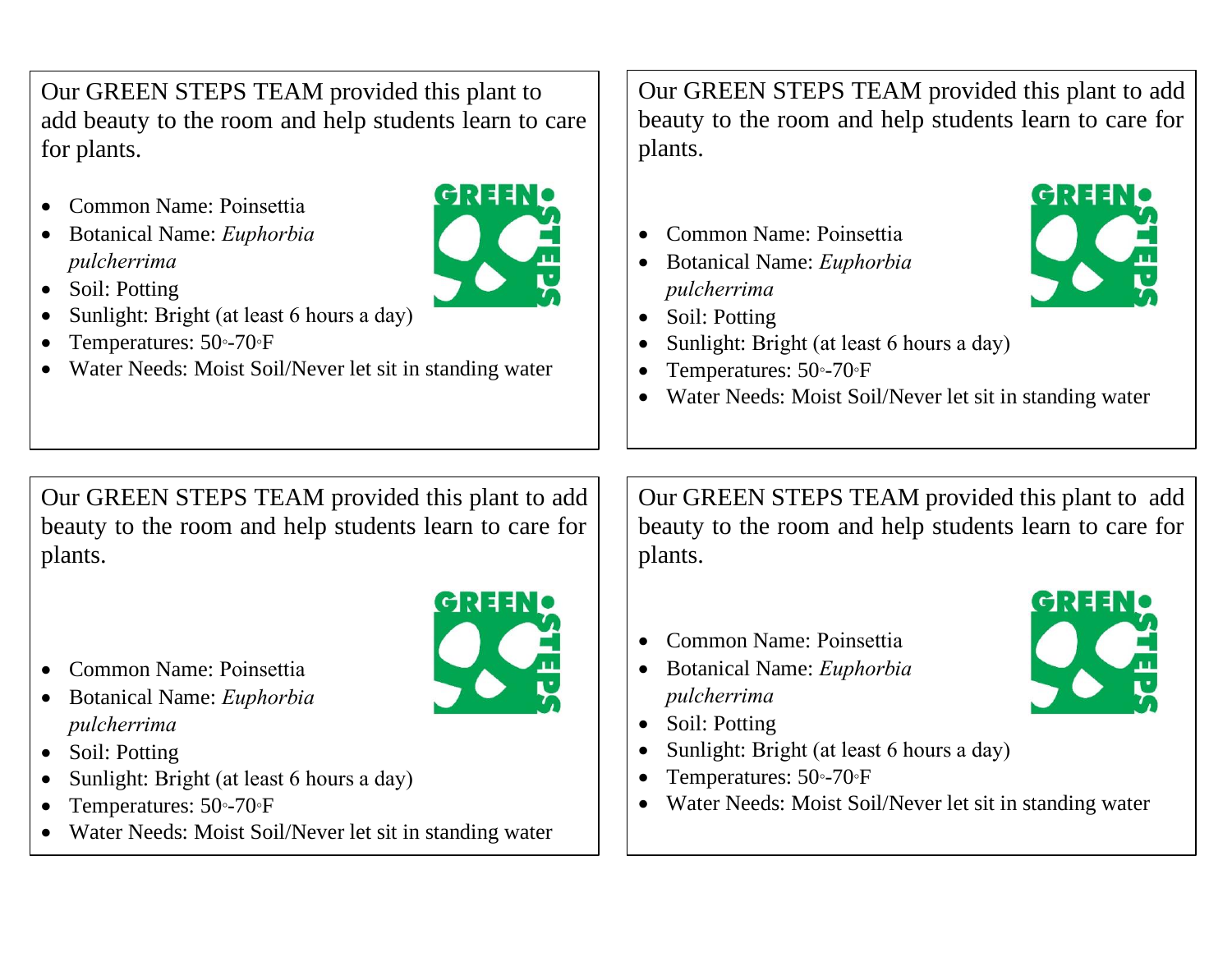Our GREEN STEPS TEAM provided this plant to add beauty to the room and help students learn to care for plants.

- Common Name: Poinsettia
- Botanical Name: *Euphorbia pulcherrima*
- Soil: Potting
- Sunlight: Bright (at least 6 hours a day)
- Temperatures: 50◦-70◦F
- Water Needs: Moist Soil/Never let sit in standing water

Our GREEN STEPS TEAM provided this plant to add beauty to the room and help students learn to care for plants.

- Common Name: Poinsettia
- Botanical Name: *Euphorbia pulcherrima*
- Soil: Potting
- Sunlight: Bright (at least 6 hours a day)
- Temperatures: 50◦-70◦F
- Water Needs: Moist Soil/Never let sit in standing water

Our GREEN STEPS TEAM provided this plant to add beauty to the room and help students learn to care for plants.

- Common Name: Poinsettia
- Botanical Name: *Euphorbia pulcherrima*
- Soil: Potting
- Sunlight: Bright (at least 6 hours a day)
- Temperatures: 50◦-70◦F
- Water Needs: Moist Soil/Never let sit in standing water

Our GREEN STEPS TEAM provided this plant to add beauty to the room and help students learn to care for plants.

- Common Name: Poinsettia
- Botanical Name: *Euphorbia pulcherrima*
- Soil: Potting
- Sunlight: Bright (at least 6 hours a day)
- Temperatures: 50◦-70◦F
- Water Needs: Moist Soil/Never let sit in standing water